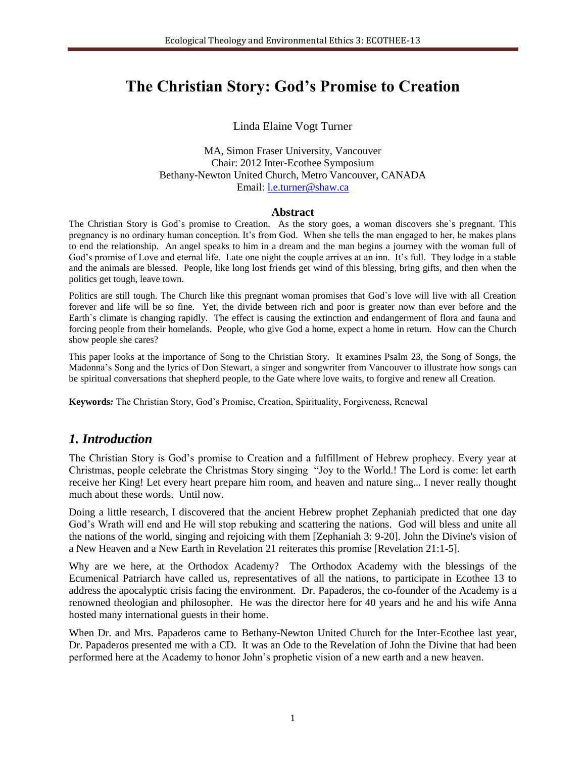# The Christian Story: God's Promise to Creation

Linda Elaine Vogt Turner

MA, Simon Fraser University, Vancouver
Chair: 2012 Inter-Ecothee Symposium
Bethany-Newton United Church, Metro Vancouver, CANADA
Email: l.e.turner@shaw.ca

## Abstract

The Christian Story is God`s promise to Creation. As the story goes, a woman discovers she`s pregnant. This pregnancy is no ordinary human conception. It's from God. When she tells the man engaged to her, he makes plans to end the relationship. An angel speaks to him in a dream and the man begins a journey with the woman full of God's promise of Love and eternal life. Late one night the couple arrives at an inn. It's full. They lodge in a stable and the animals are blessed. People, like long lost friends get wind of this blessing, bring gifts, and then when the politics get tough, leave town.

Politics are still tough. The Church like this pregnant woman promises that God`s love will live with all Creation forever and life will be so fine. Yet, the divide between rich and poor is greater now than ever before and the Earth`s climate is changing rapidly. The effect is causing the extinction and endangerment of flora and fauna and forcing people from their homelands. People, who give God a home, expect a home in return. How can the Church show people she cares?

This paper looks at the importance of Song to the Christian Story. It examines Psalm 23, the Song of Songs, the Madonna's Song and the lyrics of Don Stewart, a singer and songwriter from Vancouver to illustrate how songs can be spiritual conversations that shepherd people, to the Gate where love waits, to forgive and renew all Creation.

**Keywords:** The Christian Story, God's Promise, Creation, Spirituality, Forgiveness, Renewal

## *1. Introduction*

The Christian Story is God's promise to Creation and a fulfillment of Hebrew prophecy. Every year at Christmas, people celebrate the Christmas Story singing "Joy to the World.! The Lord is come: let earth receive her King! Let every heart prepare him room, and heaven and nature sing... I never really thought much about these words. Until now.

Doing a little research, I discovered that the ancient Hebrew prophet Zephaniah predicted that one day God's Wrath will end and He will stop rebuking and scattering the nations. God will bless and unite all the nations of the world, singing and rejoicing with them [Zephaniah 3: 9-20]. John the Divine's vision of a New Heaven and a New Earth in Revelation 21 reiterates this promise [Revelation 21:1-5].

Why are we here, at the Orthodox Academy? The Orthodox Academy with the blessings of the Ecumenical Patriarch have called us, representatives of all the nations, to participate in Ecothee 13 to address the apocalyptic crisis facing the environment. Dr. Papaderos, the co-founder of the Academy is a renowned theologian and philosopher. He was the director here for 40 years and he and his wife Anna hosted many international guests in their home.

When Dr. and Mrs. Papaderos came to Bethany-Newton United Church for the Inter-Ecothee last year, Dr. Papaderos presented me with a CD. It was an Ode to the Revelation of John the Divine that had been performed here at the Academy to honor John's prophetic vision of a new earth and a new heaven.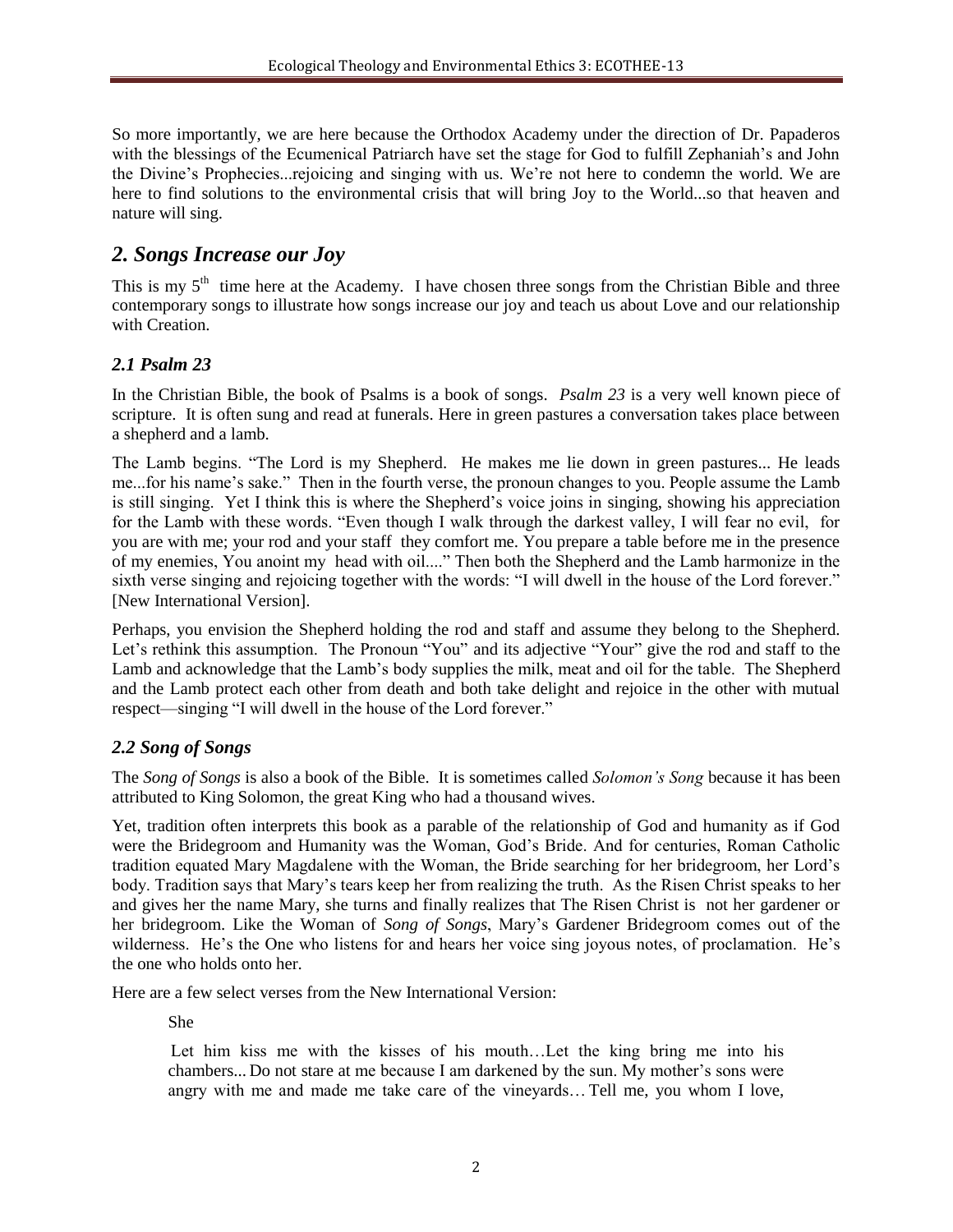So more importantly, we are here because the Orthodox Academy under the direction of Dr. Papaderos with the blessings of the Ecumenical Patriarch have set the stage for God to fulfill Zephaniah's and John the Divine's Prophecies...rejoicing and singing with us. We're not here to condemn the world. We are here to find solutions to the environmental crisis that will bring Joy to the World...so that heaven and nature will sing.

## *2. Songs Increase our Joy*

This is my 5th time here at the Academy. I have chosen three songs from the Christian Bible and three contemporary songs to illustrate how songs increase our joy and teach us about Love and our relationship with Creation.

### *2.1 Psalm 23*

In the Christian Bible, the book of Psalms is a book of songs. *Psalm 23* is a very well known piece of scripture. It is often sung and read at funerals. Here in green pastures a conversation takes place between a shepherd and a lamb.

The Lamb begins. "The Lord is my Shepherd. He makes me lie down in green pastures... He leads me...for his name's sake." Then in the fourth verse, the pronoun changes to you. People assume the Lamb is still singing. Yet I think this is where the Shepherd's voice joins in singing, showing his appreciation for the Lamb with these words. "Even though I walk through the darkest valley, I will fear no evil, for you are with me; your rod and your staff they comfort me. You prepare a table before me in the presence of my enemies, You anoint my head with oil...." Then both the Shepherd and the Lamb harmonize in the sixth verse singing and rejoicing together with the words: "I will dwell in the house of the Lord forever." [New International Version].

Perhaps, you envision the Shepherd holding the rod and staff and assume they belong to the Shepherd. Let's rethink this assumption. The Pronoun "You" and its adjective "Your" give the rod and staff to the Lamb and acknowledge that the Lamb's body supplies the milk, meat and oil for the table. The Shepherd and the Lamb protect each other from death and both take delight and rejoice in the other with mutual respect—singing "I will dwell in the house of the Lord forever."

### *2.2 Song of Songs*

The *Song of Songs* is also a book of the Bible. It is sometimes called *Solomon's Song* because it has been attributed to King Solomon, the great King who had a thousand wives.

Yet, tradition often interprets this book as a parable of the relationship of God and humanity as if God were the Bridegroom and Humanity was the Woman, God's Bride. And for centuries, Roman Catholic tradition equated Mary Magdalene with the Woman, the Bride searching for her bridegroom, her Lord's body. Tradition says that Mary's tears keep her from realizing the truth. As the Risen Christ speaks to her and gives her the name Mary, she turns and finally realizes that The Risen Christ is not her gardener or her bridegroom. Like the Woman of *Song of Songs*, Mary's Gardener Bridegroom comes out of the wilderness. He's the One who listens for and hears her voice sing joyous notes, of proclamation. He's the one who holds onto her.

Here are a few select verses from the New International Version:

> She
>
> Let him kiss me with the kisses of his mouth…Let the king bring me into his chambers... Do not stare at me because I am darkened by the sun. My mother's sons were angry with me and made me take care of the vineyards… Tell me, you whom I love,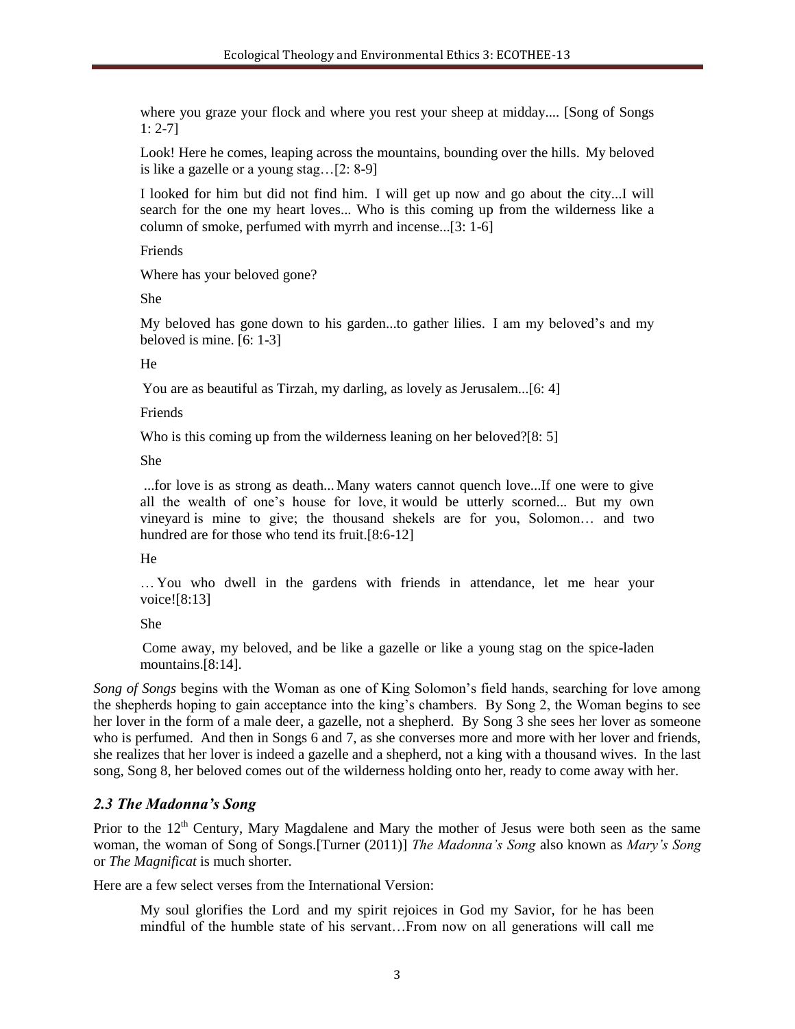where you graze your flock and where you rest your sheep at midday.... [Song of Songs 1: 2-7]

Look! Here he comes, leaping across the mountains, bounding over the hills. My beloved is like a gazelle or a young stag…[2: 8-9]

I looked for him but did not find him. I will get up now and go about the city...I will search for the one my heart loves... Who is this coming up from the wilderness like a column of smoke, perfumed with myrrh and incense...[3: 1-6]

Friends

Where has your beloved gone?

She

My beloved has gone down to his garden...to gather lilies. I am my beloved's and my beloved is mine. [6: 1-3]

He

You are as beautiful as Tirzah, my darling, as lovely as Jerusalem...[6: 4]

Friends

Who is this coming up from the wilderness leaning on her beloved?[8: 5]

She

...for love is as strong as death... Many waters cannot quench love...If one were to give all the wealth of one's house for love, it would be utterly scorned... But my own vineyard is mine to give; the thousand shekels are for you, Solomon… and two hundred are for those who tend its fruit.[8:6-12]

He

… You who dwell in the gardens with friends in attendance, let me hear your voice![8:13]

She

Come away, my beloved, and be like a gazelle or like a young stag on the spice-laden mountains.[8:14].

*Song of Songs* begins with the Woman as one of King Solomon's field hands, searching for love among the shepherds hoping to gain acceptance into the king's chambers. By Song 2, the Woman begins to see her lover in the form of a male deer, a gazelle, not a shepherd. By Song 3 she sees her lover as someone who is perfumed. And then in Songs 6 and 7, as she converses more and more with her lover and friends, she realizes that her lover is indeed a gazelle and a shepherd, not a king with a thousand wives. In the last song, Song 8, her beloved comes out of the wilderness holding onto her, ready to come away with her.

### *2.3 The Madonna's Song*

Prior to the 12th Century, Mary Magdalene and Mary the mother of Jesus were both seen as the same woman, the woman of Song of Songs.[Turner (2011)] *The Madonna's Song* also known as *Mary's Song* or *The Magnificat* is much shorter.

Here are a few select verses from the International Version:

My soul glorifies the Lord and my spirit rejoices in God my Savior, for he has been mindful of the humble state of his servant…From now on all generations will call me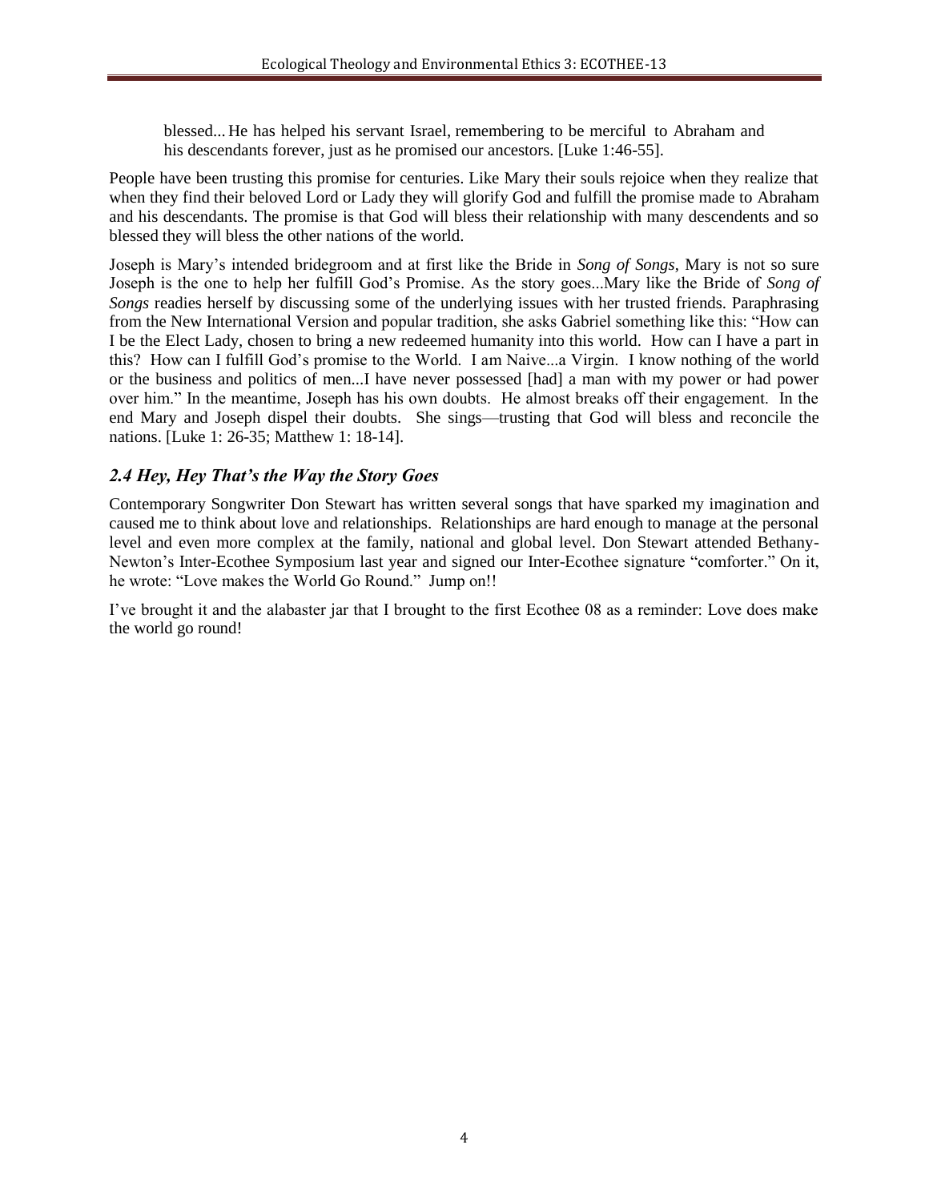> blessed... He has helped his servant Israel, remembering to be merciful to Abraham and his descendants forever, just as he promised our ancestors. [Luke 1:46-55].

People have been trusting this promise for centuries. Like Mary their souls rejoice when they realize that when they find their beloved Lord or Lady they will glorify God and fulfill the promise made to Abraham and his descendants. The promise is that God will bless their relationship with many descendents and so blessed they will bless the other nations of the world.

Joseph is Mary's intended bridegroom and at first like the Bride in *Song of Songs*, Mary is not so sure Joseph is the one to help her fulfill God's Promise. As the story goes...Mary like the Bride of *Song of Songs* readies herself by discussing some of the underlying issues with her trusted friends. Paraphrasing from the New International Version and popular tradition, she asks Gabriel something like this: "How can I be the Elect Lady, chosen to bring a new redeemed humanity into this world. How can I have a part in this? How can I fulfill God's promise to the World. I am Naive...a Virgin. I know nothing of the world or the business and politics of men...I have never possessed [had] a man with my power or had power over him." In the meantime, Joseph has his own doubts. He almost breaks off their engagement. In the end Mary and Joseph dispel their doubts. She sings—trusting that God will bless and reconcile the nations. [Luke 1: 26-35; Matthew 1: 18-14].

### *2.4 Hey, Hey That's the Way the Story Goes*

Contemporary Songwriter Don Stewart has written several songs that have sparked my imagination and caused me to think about love and relationships. Relationships are hard enough to manage at the personal level and even more complex at the family, national and global level. Don Stewart attended Bethany-Newton's Inter-Ecothee Symposium last year and signed our Inter-Ecothee signature "comforter." On it, he wrote: "Love makes the World Go Round." Jump on!!

I've brought it and the alabaster jar that I brought to the first Ecothee 08 as a reminder: Love does make the world go round!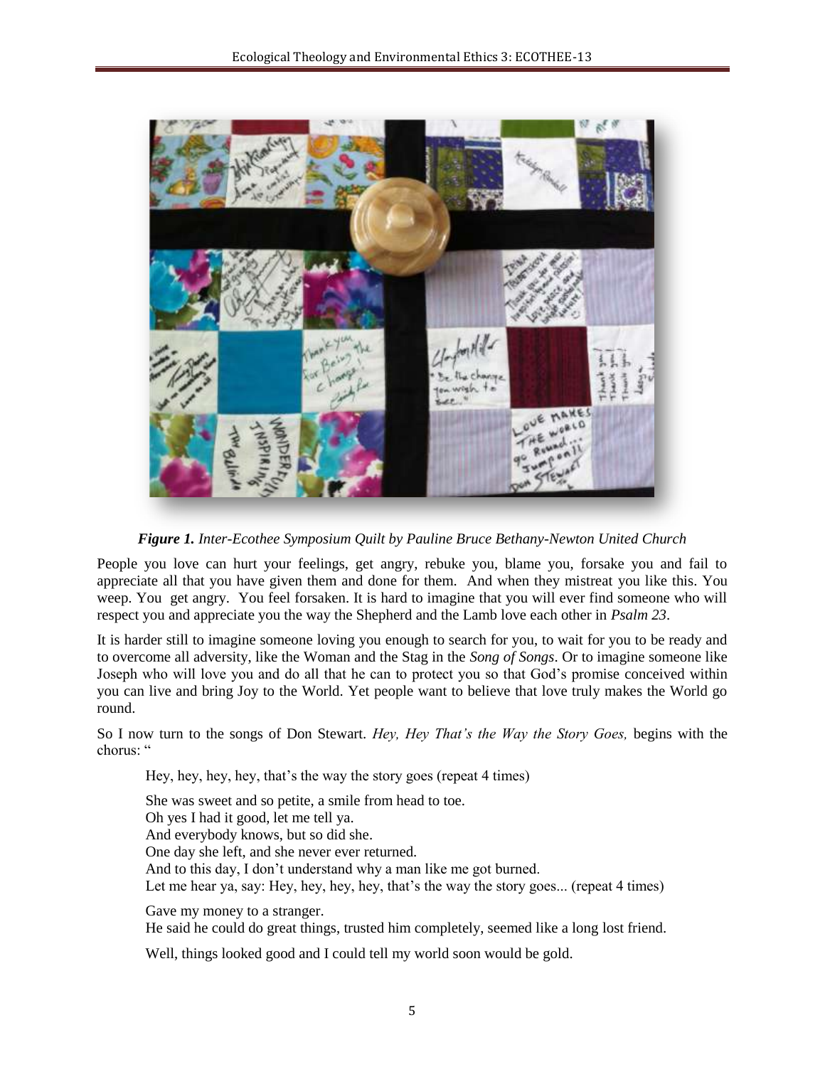*Figure 1. Inter-Ecothee Symposium Quilt by Pauline Bruce Bethany-Newton United Church*

People you love can hurt your feelings, get angry, rebuke you, blame you, forsake you and fail to appreciate all that you have given them and done for them. And when they mistreat you like this. You weep. You get angry. You feel forsaken. It is hard to imagine that you will ever find someone who will respect you and appreciate you the way the Shepherd and the Lamb love each other in *Psalm 23*.

It is harder still to imagine someone loving you enough to search for you, to wait for you to be ready and to overcome all adversity, like the Woman and the Stag in the *Song of Songs*. Or to imagine someone like Joseph who will love you and do all that he can to protect you so that God's promise conceived within you can live and bring Joy to the World. Yet people want to believe that love truly makes the World go round.

So I now turn to the songs of Don Stewart. *Hey, Hey That's the Way the Story Goes,* begins with the chorus: "

> Hey, hey, hey, hey, that's the way the story goes (repeat 4 times)
>
> She was sweet and so petite, a smile from head to toe.
> Oh yes I had it good, let me tell ya.
> And everybody knows, but so did she.
> One day she left, and she never ever returned.
> And to this day, I don't understand why a man like me got burned.
> Let me hear ya, say: Hey, hey, hey, hey, that's the way the story goes... (repeat 4 times)
>
> Gave my money to a stranger.
> He said he could do great things, trusted him completely, seemed like a long lost friend.
>
> Well, things looked good and I could tell my world soon would be gold.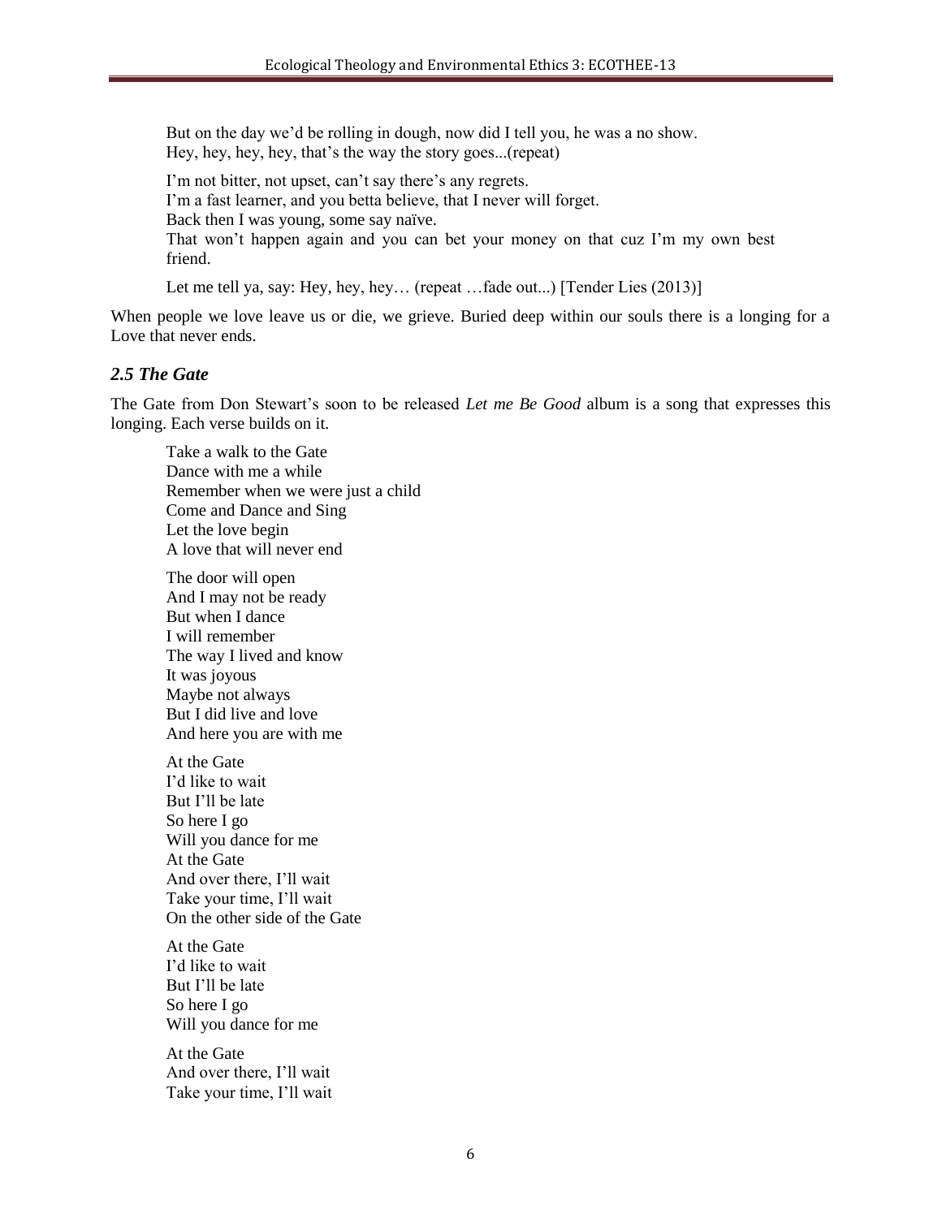But on the day we'd be rolling in dough, now did I tell you, he was a no show.  
Hey, hey, hey, hey, that's the way the story goes...(repeat)

I'm not bitter, not upset, can't say there's any regrets.  
I'm a fast learner, and you betta believe, that I never will forget.  
Back then I was young, some say naïve.  
That won't happen again and you can bet your money on that cuz I'm my own best friend.

Let me tell ya, say: Hey, hey, hey… (repeat …fade out...) [Tender Lies (2013)]

When people we love leave us or die, we grieve. Buried deep within our souls there is a longing for a Love that never ends.

### *2.5 The Gate*

The Gate from Don Stewart's soon to be released *Let me Be Good* album is a song that expresses this longing. Each verse builds on it.

Take a walk to the Gate  
Dance with me a while  
Remember when we were just a child  
Come and Dance and Sing  
Let the love begin  
A love that will never end

The door will open  
And I may not be ready  
But when I dance  
I will remember  
The way I lived and know  
It was joyous  
Maybe not always  
But I did live and love  
And here you are with me

At the Gate  
I'd like to wait  
But I'll be late  
So here I go  
Will you dance for me  
At the Gate  
And over there, I'll wait  
Take your time, I'll wait  
On the other side of the Gate

At the Gate  
I'd like to wait  
But I'll be late  
So here I go  
Will you dance for me

At the Gate  
And over there, I'll wait  
Take your time, I'll wait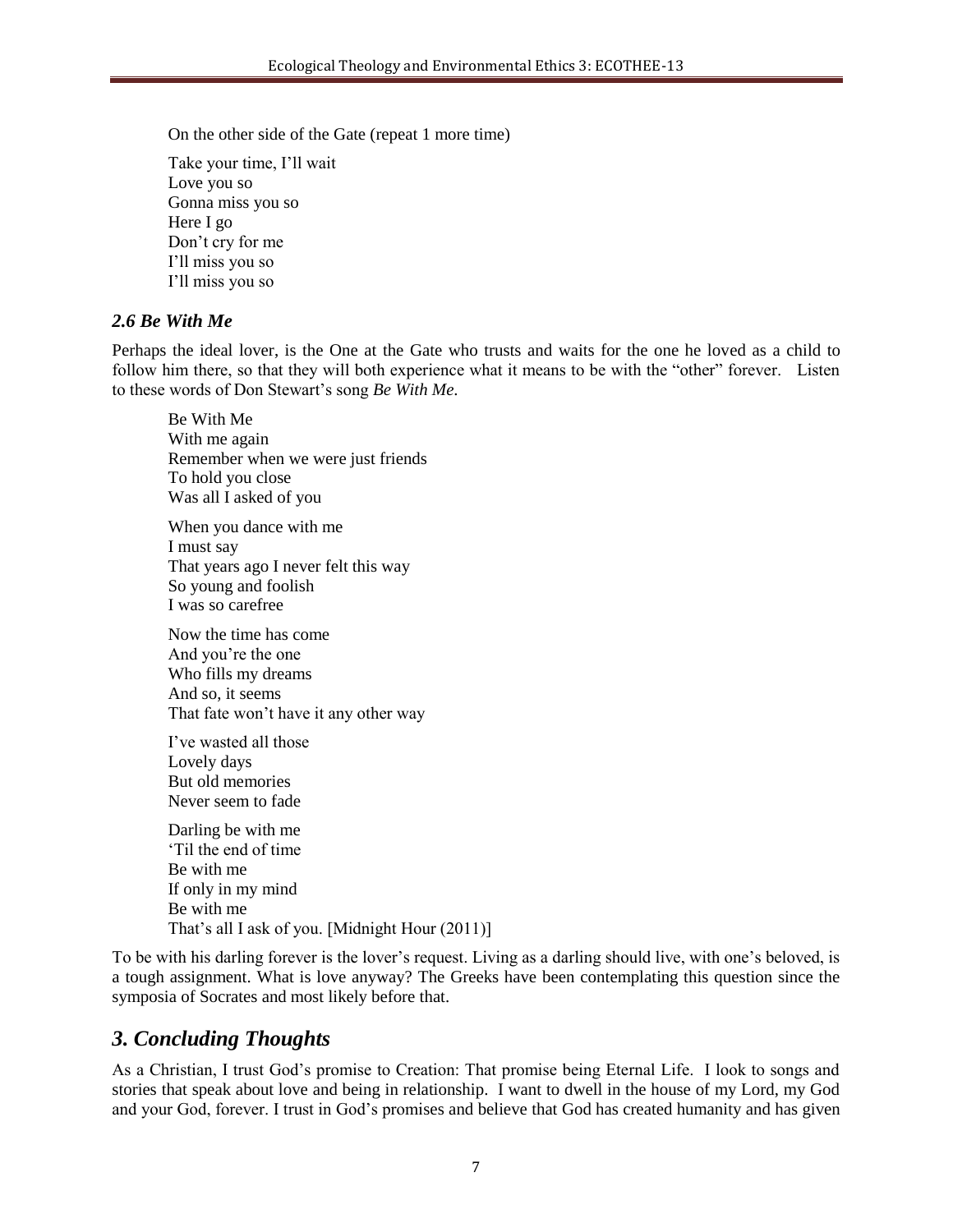On the other side of the Gate (repeat 1 more time)

Take your time, I'll wait
Love you so
Gonna miss you so
Here I go
Don't cry for me
I'll miss you so
I'll miss you so

### *2.6 Be With Me*

Perhaps the ideal lover, is the One at the Gate who trusts and waits for the one he loved as a child to follow him there, so that they will both experience what it means to be with the "other" forever. Listen to these words of Don Stewart's song *Be With Me.*

Be With Me
With me again
Remember when we were just friends
To hold you close
Was all I asked of you

When you dance with me
I must say
That years ago I never felt this way
So young and foolish
I was so carefree

Now the time has come
And you're the one
Who fills my dreams
And so, it seems
That fate won't have it any other way

I've wasted all those
Lovely days
But old memories
Never seem to fade

Darling be with me
'Til the end of time
Be with me
If only in my mind
Be with me
That's all I ask of you. [Midnight Hour (2011)]

To be with his darling forever is the lover's request. Living as a darling should live, with one's beloved, is a tough assignment. What is love anyway? The Greeks have been contemplating this question since the symposia of Socrates and most likely before that.

## *3. Concluding Thoughts*

As a Christian, I trust God's promise to Creation: That promise being Eternal Life. I look to songs and stories that speak about love and being in relationship. I want to dwell in the house of my Lord, my God and your God, forever. I trust in God's promises and believe that God has created humanity and has given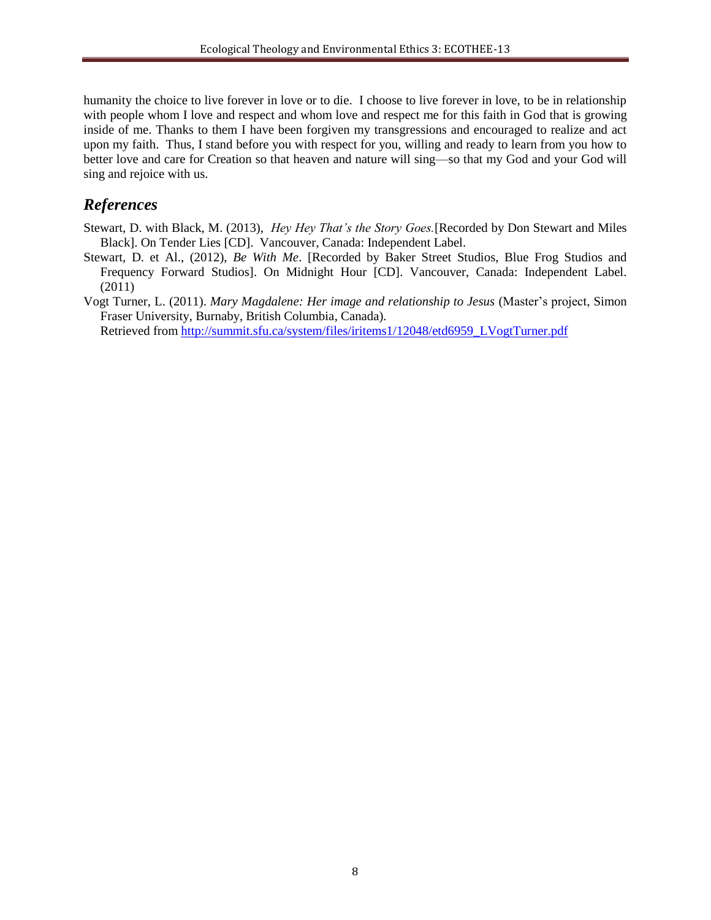humanity the choice to live forever in love or to die. I choose to live forever in love, to be in relationship with people whom I love and respect and whom love and respect me for this faith in God that is growing inside of me. Thanks to them I have been forgiven my transgressions and encouraged to realize and act upon my faith. Thus, I stand before you with respect for you, willing and ready to learn from you how to better love and care for Creation so that heaven and nature will sing—so that my God and your God will sing and rejoice with us.

## *References*

Stewart, D. with Black, M. (2013), *Hey Hey That's the Story Goes.*[Recorded by Don Stewart and Miles Black]. On Tender Lies [CD]. Vancouver, Canada: Independent Label.

Stewart, D. et Al., (2012), *Be With Me*. [Recorded by Baker Street Studios, Blue Frog Studios and Frequency Forward Studios]. On Midnight Hour [CD]. Vancouver, Canada: Independent Label. (2011)

Vogt Turner, L. (2011). *Mary Magdalene: Her image and relationship to Jesus* (Master's project, Simon Fraser University, Burnaby, British Columbia, Canada). Retrieved from http://summit.sfu.ca/system/files/iritems1/12048/etd6959_LVogtTurner.pdf